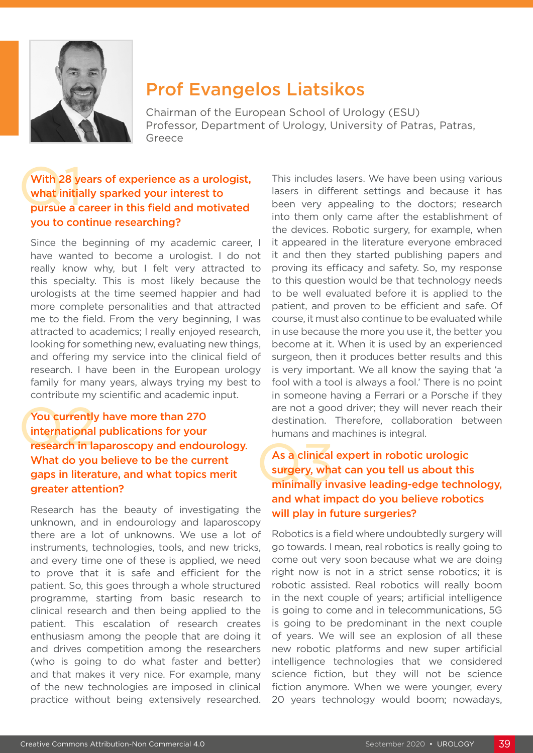# Prof Evangelos Liatsikos

Chairman of the European School of Urology (ESU)
Professor, Department of Urology, University of Patras, Patras, Greece

## Q1 With 28 years of experience as a urologist, what initially sparked your interest to pursue a career in this field and motivated you to continue researching?

Since the beginning of my academic career, I have wanted to become a urologist. I do not really know why, but I felt very attracted to this specialty. This is most likely because the urologists at the time seemed happier and had more complete personalities and that attracted me to the field. From the very beginning, I was attracted to academics; I really enjoyed research, looking for something new, evaluating new things, and offering my service into the clinical field of research. I have been in the European urology family for many years, always trying my best to contribute my scientific and academic input.

## Q2 You currently have more than 270 international publications for your research in laparoscopy and endourology. What do you believe to be the current gaps in literature, and what topics merit greater attention?

Research has the beauty of investigating the unknown, and in endourology and laparoscopy there are a lot of unknowns. We use a lot of instruments, technologies, tools, and new tricks, and every time one of these is applied, we need to prove that it is safe and efficient for the patient. So, this goes through a whole structured programme, starting from basic research to clinical research and then being applied to the patient. This escalation of research creates enthusiasm among the people that are doing it and drives competition among the researchers (who is going to do what faster and better) and that makes it very nice. For example, many of the new technologies are imposed in clinical practice without being extensively researched. This includes lasers. We have been using various lasers in different settings and because it has been very appealing to the doctors; research into them only came after the establishment of the devices. Robotic surgery, for example, when it appeared in the literature everyone embraced it and then they started publishing papers and proving its efficacy and safety. So, my response to this question would be that technology needs to be well evaluated before it is applied to the patient, and proven to be efficient and safe. Of course, it must also continue to be evaluated while in use because the more you use it, the better you become at it. When it is used by an experienced surgeon, then it produces better results and this is very important. We all know the saying that 'a fool with a tool is always a fool.' There is no point in someone having a Ferrari or a Porsche if they are not a good driver; they will never reach their destination. Therefore, collaboration between humans and machines is integral.

## Q3 As a clinical expert in robotic urologic surgery, what can you tell us about this minimally invasive leading-edge technology, and what impact do you believe robotics will play in future surgeries?

Robotics is a field where undoubtedly surgery will go towards. I mean, real robotics is really going to come out very soon because what we are doing right now is not in a strict sense robotics; it is robotic assisted. Real robotics will really boom in the next couple of years; artificial intelligence is going to come and in telecommunications, 5G is going to be predominant in the next couple of years. We will see an explosion of all these new robotic platforms and new super artificial intelligence technologies that we considered science fiction, but they will not be science fiction anymore. When we were younger, every 20 years technology would boom; nowadays,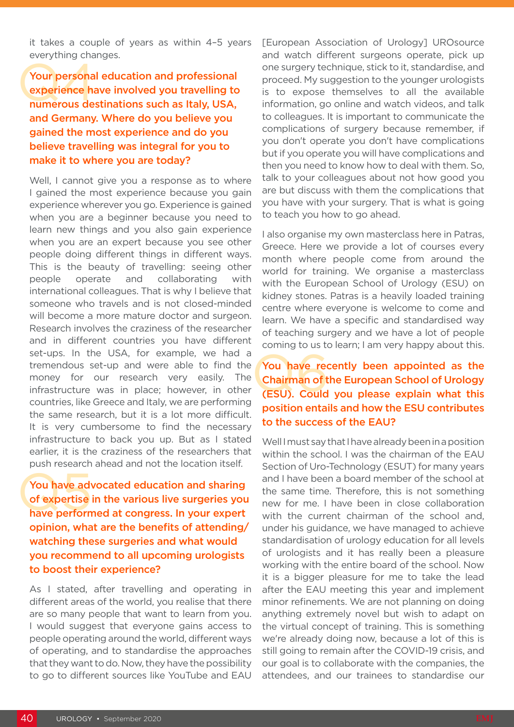it takes a couple of years as within 4–5 years everything changes.

**Q4 Your personal education and professional experience have involved you travelling to numerous destinations such as Italy, USA, and Germany. Where do you believe you gained the most experience and do you believe travelling was integral for you to make it to where you are today?**

Well, I cannot give you a response as to where I gained the most experience because you gain experience wherever you go. Experience is gained when you are a beginner because you need to learn new things and you also gain experience when you are an expert because you see other people doing different things in different ways. This is the beauty of travelling: seeing other people operate and collaborating with international colleagues. That is why I believe that someone who travels and is not closed-minded will become a more mature doctor and surgeon. Research involves the craziness of the researcher and in different countries you have different set-ups. In the USA, for example, we had a tremendous set-up and were able to find the money for our research very easily. The infrastructure was in place; however, in other countries, like Greece and Italy, we are performing the same research, but it is a lot more difficult. It is very cumbersome to find the necessary infrastructure to back you up. But as I stated earlier, it is the craziness of the researchers that push research ahead and not the location itself.

**Q5 You have advocated education and sharing of expertise in the various live surgeries you have performed at congress. In your expert opinion, what are the benefits of attending/watching these surgeries and what would you recommend to all upcoming urologists to boost their experience?**

As I stated, after travelling and operating in different areas of the world, you realise that there are so many people that want to learn from you. I would suggest that everyone gains access to people operating around the world, different ways of operating, and to standardise the approaches that they want to do. Now, they have the possibility to go to different sources like YouTube and EAU [European Association of Urology] UROsource and watch different surgeons operate, pick up one surgery technique, stick to it, standardise, and proceed. My suggestion to the younger urologists is to expose themselves to all the available information, go online and watch videos, and talk to colleagues. It is important to communicate the complications of surgery because remember, if you don't operate you don't have complications but if you operate you will have complications and then you need to know how to deal with them. So, talk to your colleagues about not how good you are but discuss with them the complications that you have with your surgery. That is what is going to teach you how to go ahead.

I also organise my own masterclass here in Patras, Greece. Here we provide a lot of courses every month where people come from around the world for training. We organise a masterclass with the European School of Urology (ESU) on kidney stones. Patras is a heavily loaded training centre where everyone is welcome to come and learn. We have a specific and standardised way of teaching surgery and we have a lot of people coming to us to learn; I am very happy about this.

**Q6 You have recently been appointed as the Chairman of the European School of Urology (ESU). Could you please explain what this position entails and how the ESU contributes to the success of the EAU?**

Well I must say that I have already been in a position within the school. I was the chairman of the EAU Section of Uro-Technology (ESUT) for many years and I have been a board member of the school at the same time. Therefore, this is not something new for me. I have been in close collaboration with the current chairman of the school and, under his guidance, we have managed to achieve standardisation of urology education for all levels of urologists and it has really been a pleasure working with the entire board of the school. Now it is a bigger pleasure for me to take the lead after the EAU meeting this year and implement minor refinements. We are not planning on doing anything extremely novel but wish to adapt on the virtual concept of training. This is something we're already doing now, because a lot of this is still going to remain after the COVID-19 crisis, and our goal is to collaborate with the companies, the attendees, and our trainees to standardise our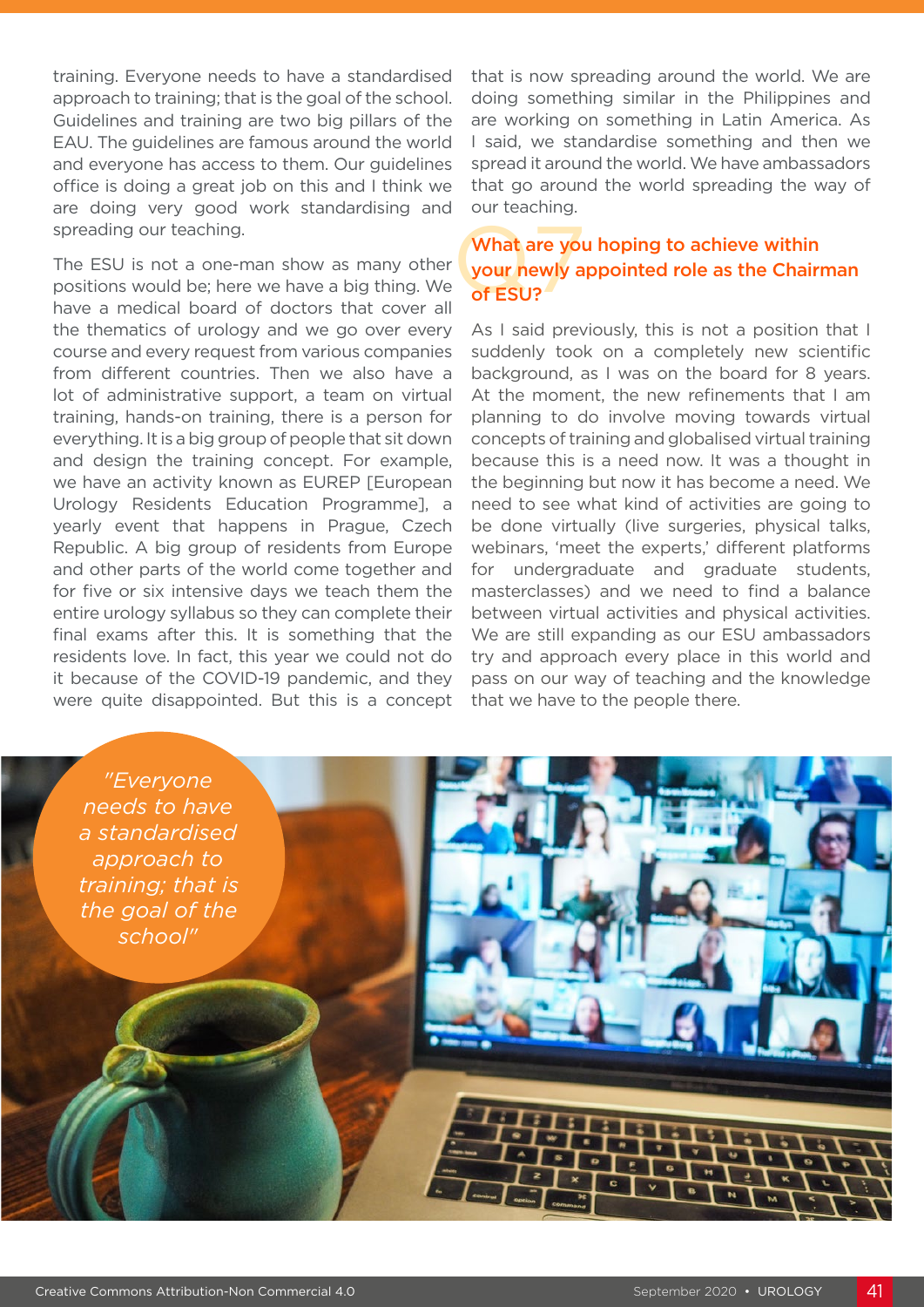training. Everyone needs to have a standardised approach to training; that is the goal of the school. Guidelines and training are two big pillars of the EAU. The guidelines are famous around the world and everyone has access to them. Our guidelines office is doing a great job on this and I think we are doing very good work standardising and spreading our teaching.

The ESU is not a one-man show as many other positions would be; here we have a big thing. We have a medical board of doctors that cover all the thematics of urology and we go over every course and every request from various companies from different countries. Then we also have a lot of administrative support, a team on virtual training, hands-on training, there is a person for everything. It is a big group of people that sit down and design the training concept. For example, we have an activity known as EUREP [European Urology Residents Education Programme], a yearly event that happens in Prague, Czech Republic. A big group of residents from Europe and other parts of the world come together and for five or six intensive days we teach them the entire urology syllabus so they can complete their final exams after this. It is something that the residents love. In fact, this year we could not do it because of the COVID-19 pandemic, and they were quite disappointed. But this is a concept that is now spreading around the world. We are doing something similar in the Philippines and are working on something in Latin America. As I said, we standardise something and then we spread it around the world. We have ambassadors that go around the world spreading the way of our teaching.

## Q7 What are you hoping to achieve within your newly appointed role as the Chairman of ESU?

As I said previously, this is not a position that I suddenly took on a completely new scientific background, as I was on the board for 8 years. At the moment, the new refinements that I am planning to do involve moving towards virtual concepts of training and globalised virtual training because this is a need now. It was a thought in the beginning but now it has become a need. We need to see what kind of activities are going to be done virtually (live surgeries, physical talks, webinars, 'meet the experts,' different platforms for undergraduate and graduate students, masterclasses) and we need to find a balance between virtual activities and physical activities. We are still expanding as our ESU ambassadors try and approach every place in this world and pass on our way of teaching and the knowledge that we have to the people there.

*"Everyone needs to have a standardised approach to training; that is the goal of the school"*